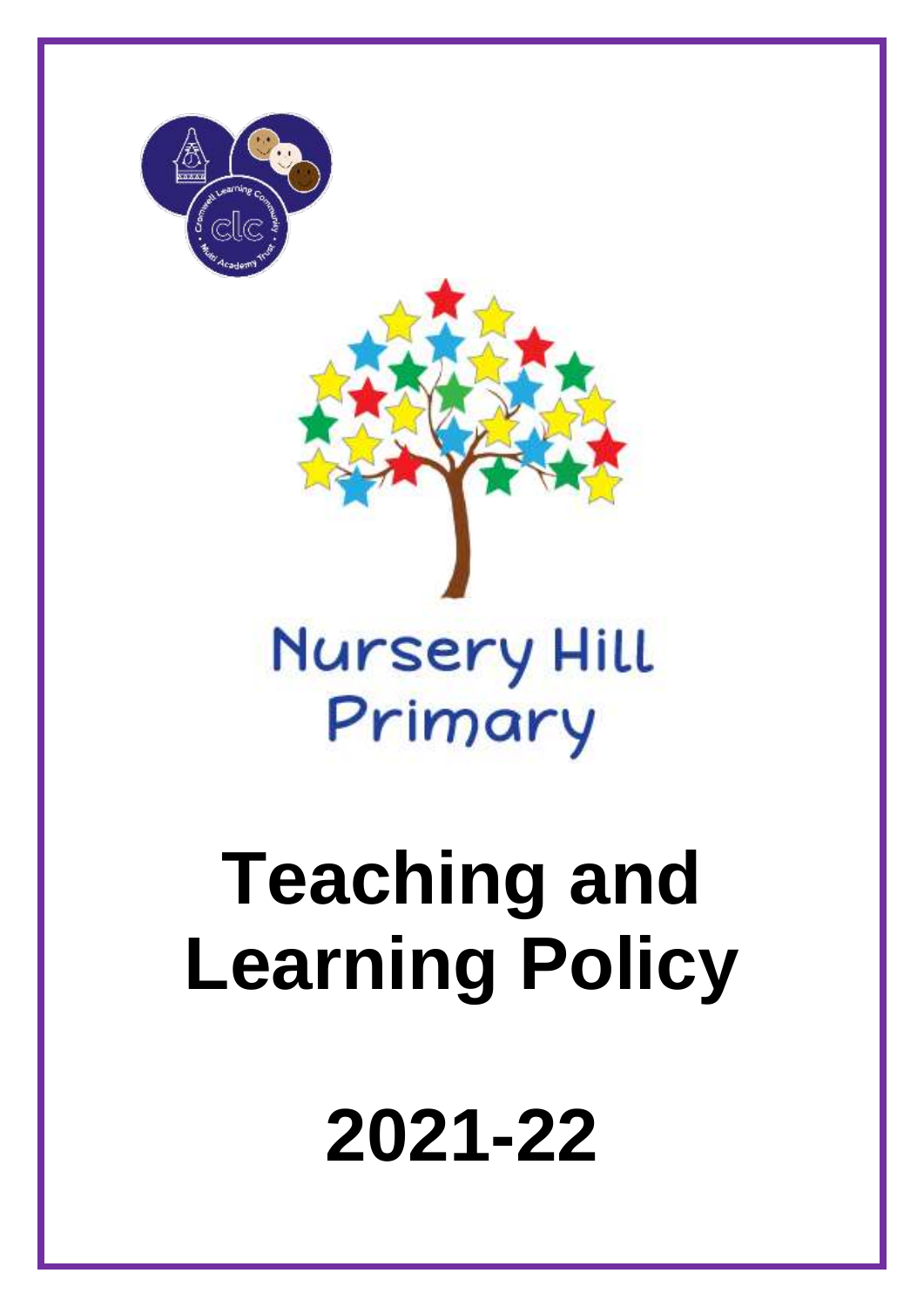Nursery Hill Primary

# Teaching and Learning Policy

# 2021-22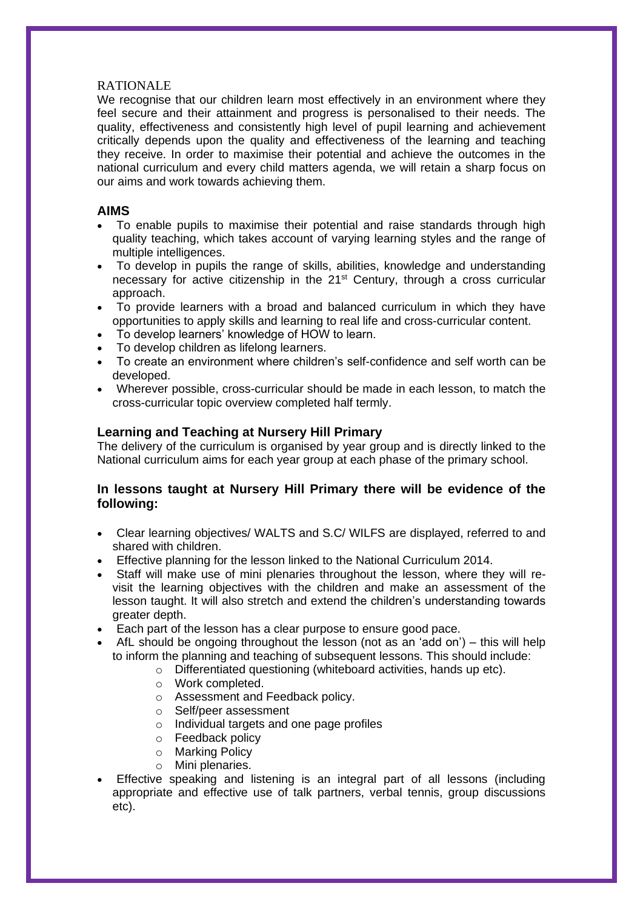RATIONALE

We recognise that our children learn most effectively in an environment where they feel secure and their attainment and progress is personalised to their needs. The quality, effectiveness and consistently high level of pupil learning and achievement critically depends upon the quality and effectiveness of the learning and teaching they receive. In order to maximise their potential and achieve the outcomes in the national curriculum and every child matters agenda, we will retain a sharp focus on our aims and work towards achieving them.

## AIMS

- To enable pupils to maximise their potential and raise standards through high quality teaching, which takes account of varying learning styles and the range of multiple intelligences.
- To develop in pupils the range of skills, abilities, knowledge and understanding necessary for active citizenship in the 21st Century, through a cross curricular approach.
- To provide learners with a broad and balanced curriculum in which they have opportunities to apply skills and learning to real life and cross-curricular content.
- To develop learners' knowledge of HOW to learn.
- To develop children as lifelong learners.
- To create an environment where children's self-confidence and self worth can be developed.
- Wherever possible, cross-curricular should be made in each lesson, to match the cross-curricular topic overview completed half termly.

## Learning and Teaching at Nursery Hill Primary

The delivery of the curriculum is organised by year group and is directly linked to the National curriculum aims for each year group at each phase of the primary school.

### In lessons taught at Nursery Hill Primary there will be evidence of the following:

- Clear learning objectives/ WALTS and S.C/ WILFS are displayed, referred to and shared with children.
- Effective planning for the lesson linked to the National Curriculum 2014.
- Staff will make use of mini plenaries throughout the lesson, where they will re-visit the learning objectives with the children and make an assessment of the lesson taught. It will also stretch and extend the children's understanding towards greater depth.
- Each part of the lesson has a clear purpose to ensure good pace.
- AfL should be ongoing throughout the lesson (not as an 'add on') – this will help to inform the planning and teaching of subsequent lessons. This should include:
  - Differentiated questioning (whiteboard activities, hands up etc).
  - Work completed.
  - Assessment and Feedback policy.
  - Self/peer assessment
  - Individual targets and one page profiles
  - Feedback policy
  - Marking Policy
  - Mini plenaries.
- Effective speaking and listening is an integral part of all lessons (including appropriate and effective use of talk partners, verbal tennis, group discussions etc).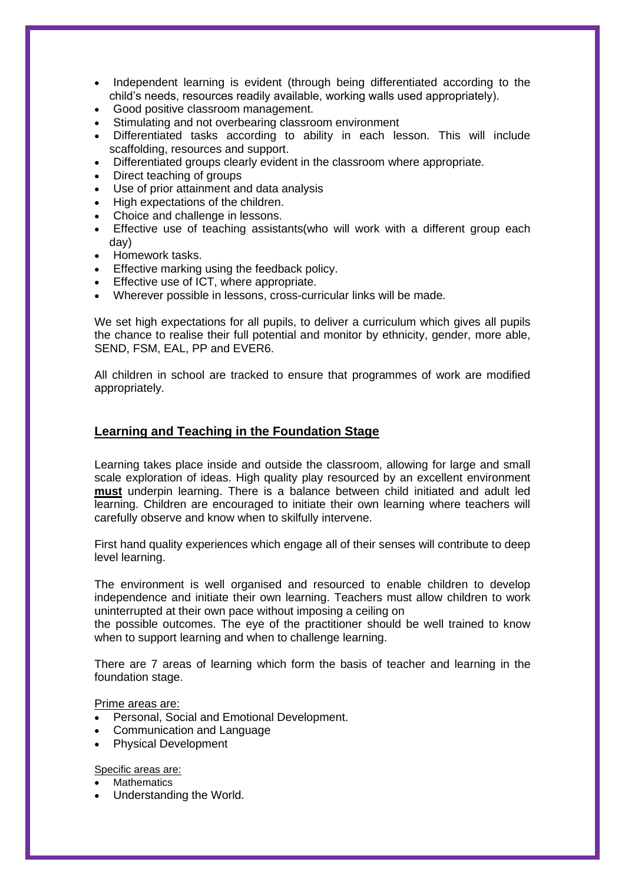- Independent learning is evident (through being differentiated according to the child's needs, resources readily available, working walls used appropriately).
- Good positive classroom management.
- Stimulating and not overbearing classroom environment
- Differentiated tasks according to ability in each lesson. This will include scaffolding, resources and support.
- Differentiated groups clearly evident in the classroom where appropriate.
- Direct teaching of groups
- Use of prior attainment and data analysis
- High expectations of the children.
- Choice and challenge in lessons.
- Effective use of teaching assistants(who will work with a different group each day)
- Homework tasks.
- Effective marking using the feedback policy.
- Effective use of ICT, where appropriate.
- Wherever possible in lessons, cross-curricular links will be made.

We set high expectations for all pupils, to deliver a curriculum which gives all pupils the chance to realise their full potential and monitor by ethnicity, gender, more able, SEND, FSM, EAL, PP and EVER6.

All children in school are tracked to ensure that programmes of work are modified appropriately.

## Learning and Teaching in the Foundation Stage

Learning takes place inside and outside the classroom, allowing for large and small scale exploration of ideas. High quality play resourced by an excellent environment **must** underpin learning. There is a balance between child initiated and adult led learning. Children are encouraged to initiate their own learning where teachers will carefully observe and know when to skilfully intervene.

First hand quality experiences which engage all of their senses will contribute to deep level learning.

The environment is well organised and resourced to enable children to develop independence and initiate their own learning. Teachers must allow children to work uninterrupted at their own pace without imposing a ceiling on the possible outcomes. The eye of the practitioner should be well trained to know when to support learning and when to challenge learning.

There are 7 areas of learning which form the basis of teacher and learning in the foundation stage.

Prime areas are:

- Personal, Social and Emotional Development.
- Communication and Language
- Physical Development

Specific areas are:

- Mathematics
- Understanding the World.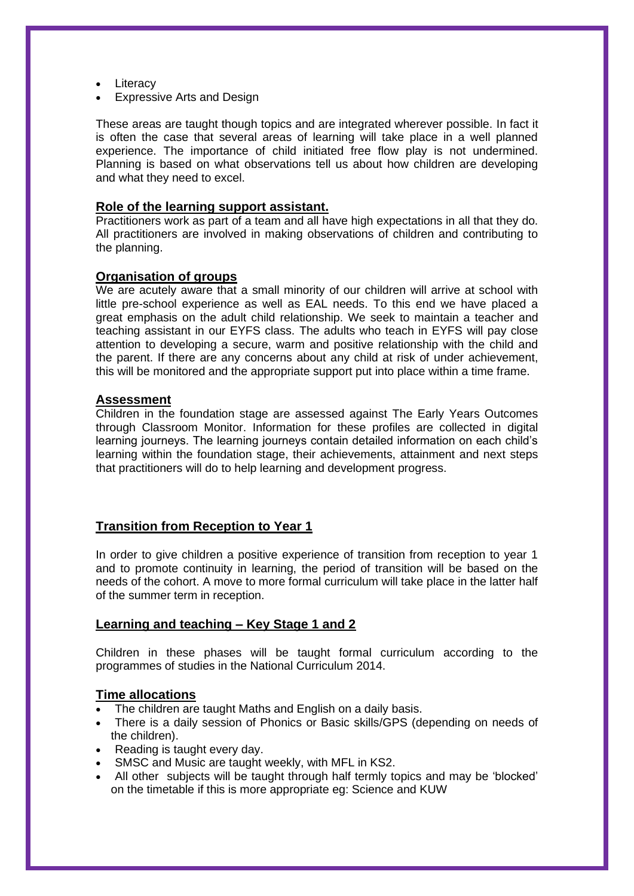- Literacy
- Expressive Arts and Design

These areas are taught though topics and are integrated wherever possible. In fact it is often the case that several areas of learning will take place in a well planned experience. The importance of child initiated free flow play is not undermined. Planning is based on what observations tell us about how children are developing and what they need to excel.

## Role of the learning support assistant.

Practitioners work as part of a team and all have high expectations in all that they do. All practitioners are involved in making observations of children and contributing to the planning.

## Organisation of groups

We are acutely aware that a small minority of our children will arrive at school with little pre-school experience as well as EAL needs. To this end we have placed a great emphasis on the adult child relationship. We seek to maintain a teacher and teaching assistant in our EYFS class. The adults who teach in EYFS will pay close attention to developing a secure, warm and positive relationship with the child and the parent. If there are any concerns about any child at risk of under achievement, this will be monitored and the appropriate support put into place within a time frame.

## Assessment

Children in the foundation stage are assessed against The Early Years Outcomes through Classroom Monitor. Information for these profiles are collected in digital learning journeys. The learning journeys contain detailed information on each child's learning within the foundation stage, their achievements, attainment and next steps that practitioners will do to help learning and development progress.

## Transition from Reception to Year 1

In order to give children a positive experience of transition from reception to year 1 and to promote continuity in learning, the period of transition will be based on the needs of the cohort. A move to more formal curriculum will take place in the latter half of the summer term in reception.

## Learning and teaching – Key Stage 1 and 2

Children in these phases will be taught formal curriculum according to the programmes of studies in the National Curriculum 2014.

## Time allocations

- The children are taught Maths and English on a daily basis.
- There is a daily session of Phonics or Basic skills/GPS (depending on needs of the children).
- Reading is taught every day.
- SMSC and Music are taught weekly, with MFL in KS2.
- All other subjects will be taught through half termly topics and may be 'blocked' on the timetable if this is more appropriate eg: Science and KUW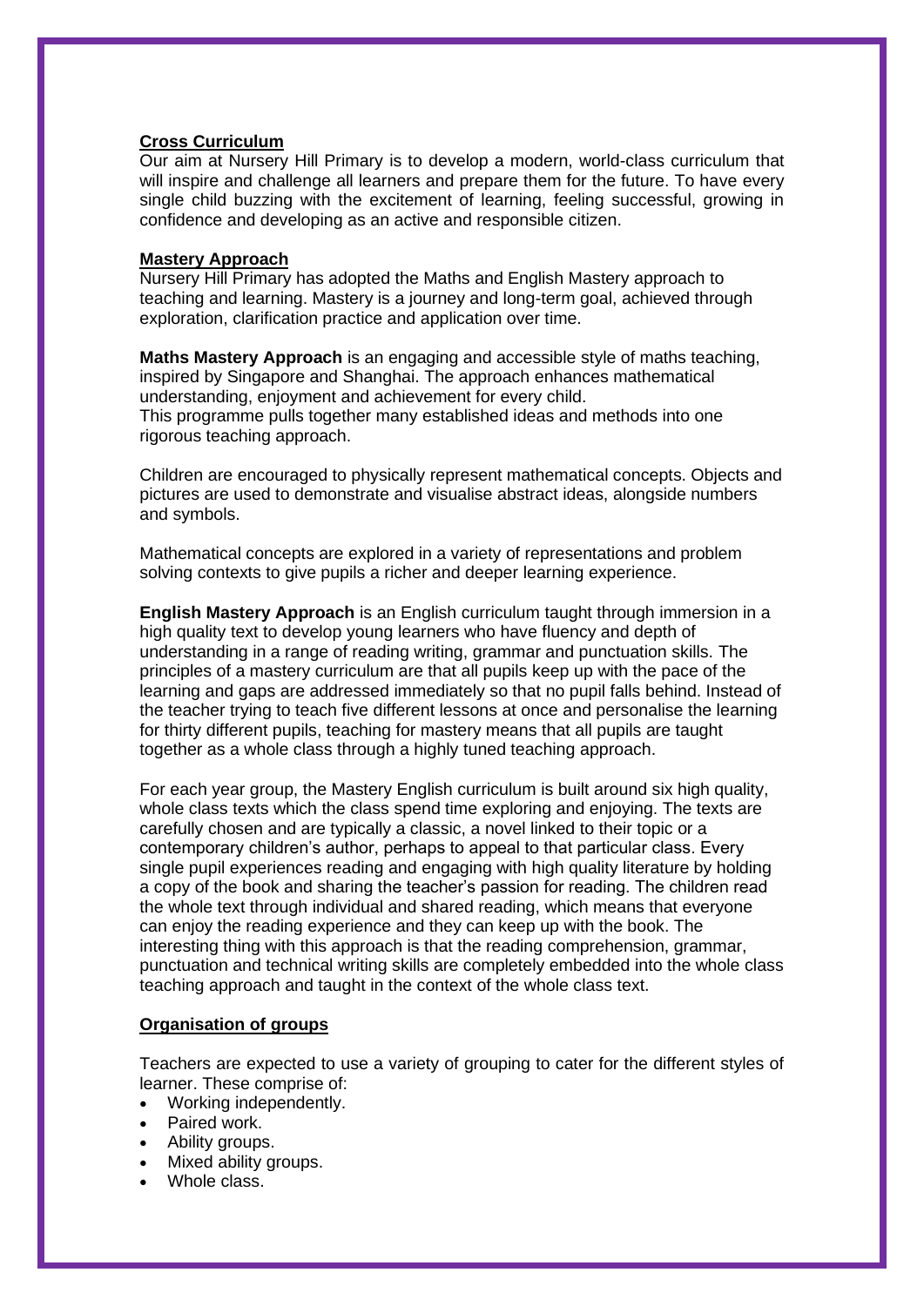**Cross Curriculum**

Our aim at Nursery Hill Primary is to develop a modern, world-class curriculum that will inspire and challenge all learners and prepare them for the future. To have every single child buzzing with the excitement of learning, feeling successful, growing in confidence and developing as an active and responsible citizen.

**Mastery Approach**

Nursery Hill Primary has adopted the Maths and English Mastery approach to teaching and learning. Mastery is a journey and long-term goal, achieved through exploration, clarification practice and application over time.

**Maths Mastery Approach** is an engaging and accessible style of maths teaching, inspired by Singapore and Shanghai. The approach enhances mathematical understanding, enjoyment and achievement for every child.
This programme pulls together many established ideas and methods into one rigorous teaching approach.

Children are encouraged to physically represent mathematical concepts. Objects and pictures are used to demonstrate and visualise abstract ideas, alongside numbers and symbols.

Mathematical concepts are explored in a variety of representations and problem solving contexts to give pupils a richer and deeper learning experience.

**English Mastery Approach** is an English curriculum taught through immersion in a high quality text to develop young learners who have fluency and depth of understanding in a range of reading writing, grammar and punctuation skills. The principles of a mastery curriculum are that all pupils keep up with the pace of the learning and gaps are addressed immediately so that no pupil falls behind. Instead of the teacher trying to teach five different lessons at once and personalise the learning for thirty different pupils, teaching for mastery means that all pupils are taught together as a whole class through a highly tuned teaching approach.

For each year group, the Mastery English curriculum is built around six high quality, whole class texts which the class spend time exploring and enjoying. The texts are carefully chosen and are typically a classic, a novel linked to their topic or a contemporary children's author, perhaps to appeal to that particular class. Every single pupil experiences reading and engaging with high quality literature by holding a copy of the book and sharing the teacher's passion for reading. The children read the whole text through individual and shared reading, which means that everyone can enjoy the reading experience and they can keep up with the book. The interesting thing with this approach is that the reading comprehension, grammar, punctuation and technical writing skills are completely embedded into the whole class teaching approach and taught in the context of the whole class text.

**Organisation of groups**

Teachers are expected to use a variety of grouping to cater for the different styles of learner. These comprise of:

- Working independently.
- Paired work.
- Ability groups.
- Mixed ability groups.
- Whole class.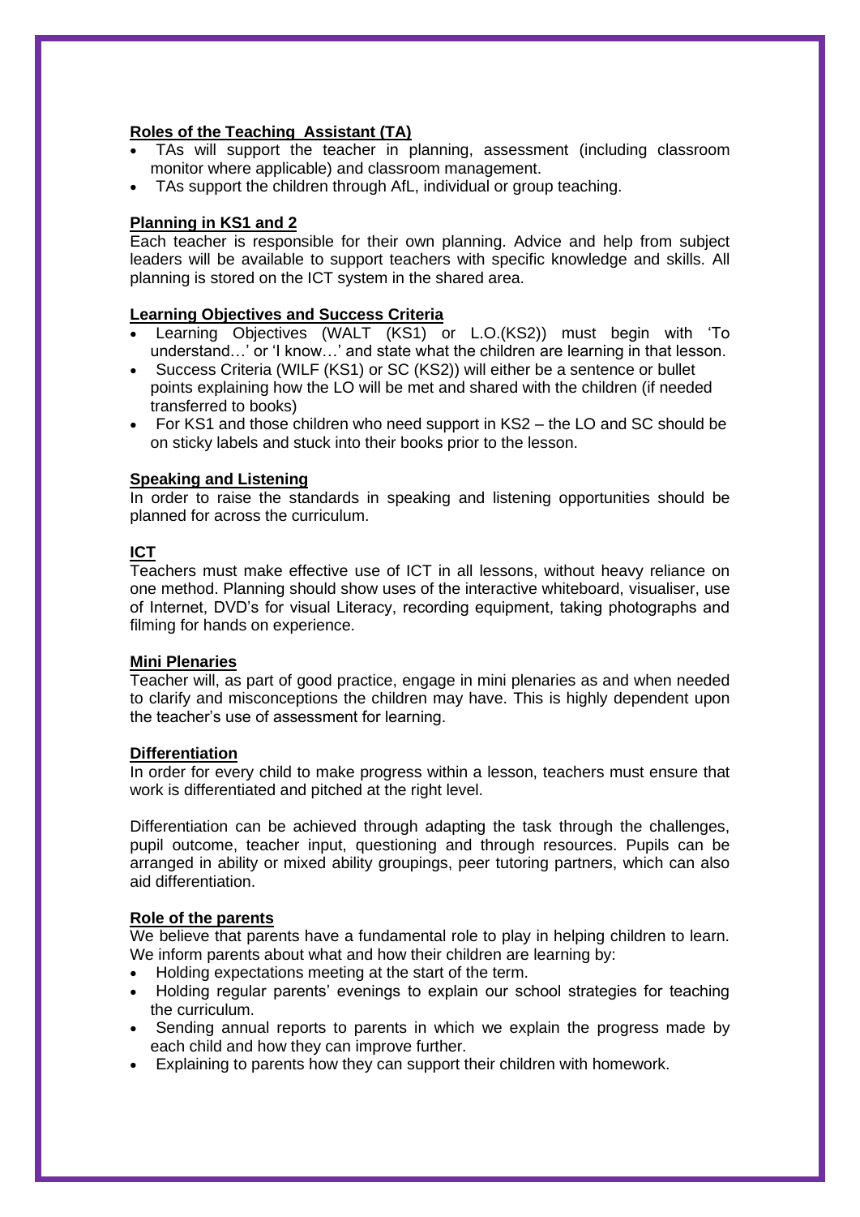**Roles of the Teaching  Assistant (TA)**

- TAs will support the teacher in planning, assessment (including classroom monitor where applicable) and classroom management.
- TAs support the children through AfL, individual or group teaching.

**Planning in KS1 and 2**

Each teacher is responsible for their own planning. Advice and help from subject leaders will be available to support teachers with specific knowledge and skills. All planning is stored on the ICT system in the shared area.

**Learning Objectives and Success Criteria**

- Learning Objectives (WALT (KS1) or L.O.(KS2)) must begin with 'To understand…' or 'I know…' and state what the children are learning in that lesson.
- Success Criteria (WILF (KS1) or SC (KS2)) will either be a sentence or bullet points explaining how the LO will be met and shared with the children (if needed transferred to books)
- For KS1 and those children who need support in KS2 – the LO and SC should be on sticky labels and stuck into their books prior to the lesson.

**Speaking and Listening**

In order to raise the standards in speaking and listening opportunities should be planned for across the curriculum.

**ICT**

Teachers must make effective use of ICT in all lessons, without heavy reliance on one method. Planning should show uses of the interactive whiteboard, visualiser, use of Internet, DVD's for visual Literacy, recording equipment, taking photographs and filming for hands on experience.

**Mini Plenaries**

Teacher will, as part of good practice, engage in mini plenaries as and when needed to clarify and misconceptions the children may have. This is highly dependent upon the teacher's use of assessment for learning.

**Differentiation**

In order for every child to make progress within a lesson, teachers must ensure that work is differentiated and pitched at the right level.

Differentiation can be achieved through adapting the task through the challenges, pupil outcome, teacher input, questioning and through resources. Pupils can be arranged in ability or mixed ability groupings, peer tutoring partners, which can also aid differentiation.

**Role of the parents**

We believe that parents have a fundamental role to play in helping children to learn. We inform parents about what and how their children are learning by:

- Holding expectations meeting at the start of the term.
- Holding regular parents' evenings to explain our school strategies for teaching the curriculum.
- Sending annual reports to parents in which we explain the progress made by each child and how they can improve further.
- Explaining to parents how they can support their children with homework.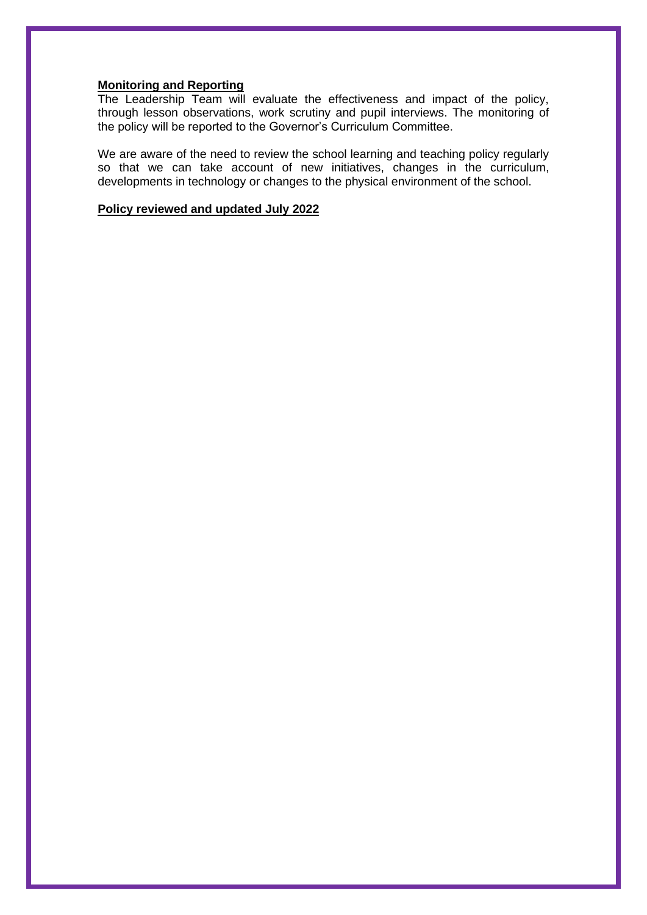## Monitoring and Reporting

The Leadership Team will evaluate the effectiveness and impact of the policy, through lesson observations, work scrutiny and pupil interviews. The monitoring of the policy will be reported to the Governor's Curriculum Committee.

We are aware of the need to review the school learning and teaching policy regularly so that we can take account of new initiatives, changes in the curriculum, developments in technology or changes to the physical environment of the school.

**Policy reviewed and updated July 2022**